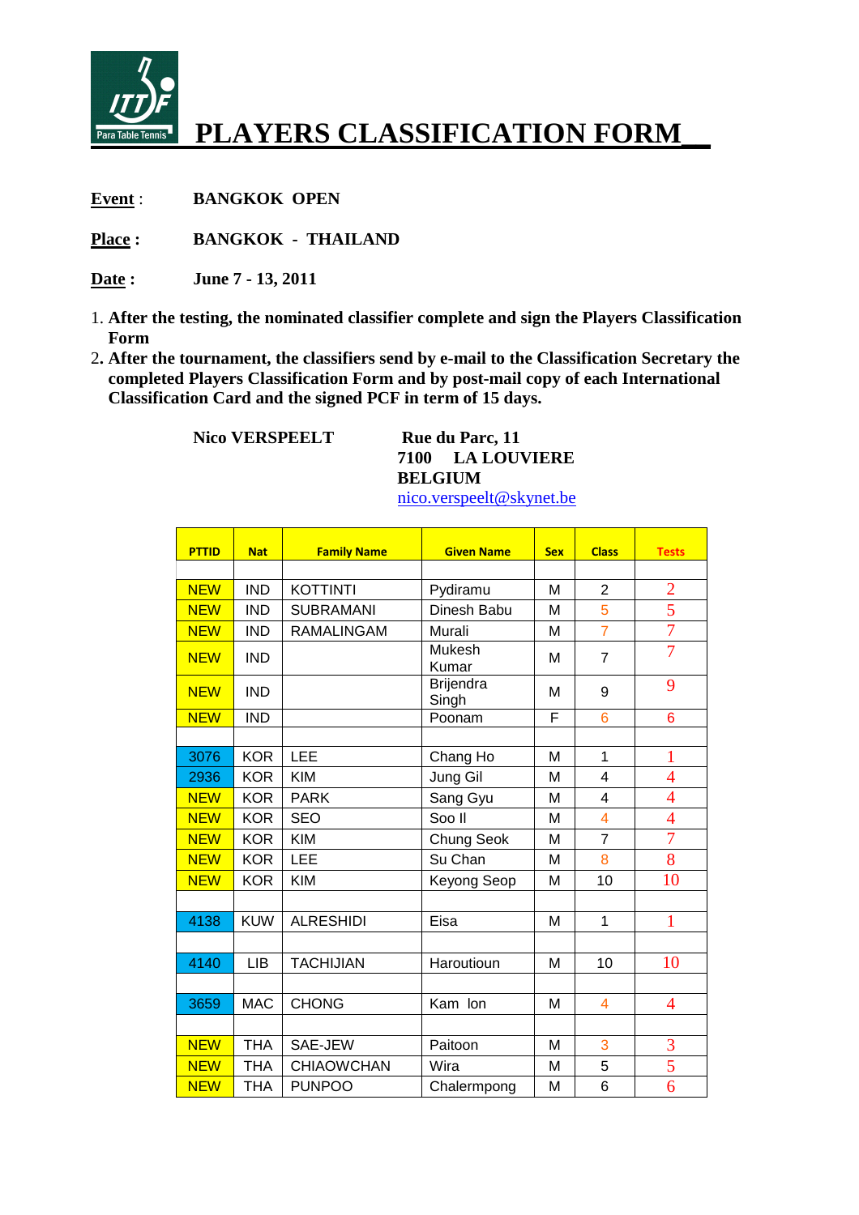# PLAYERS CLASSIFICATION FORM

**Event** : **BANGKOK OPEN**

**Place :** **BANGKOK - THAILAND**

**Date :** **June 7 - 13, 2011**

1. **After the testing, the nominated classifier complete and sign the Players Classification Form**
2. **After the tournament, the classifiers send by e-mail to the Classification Secretary the completed Players Classification Form and by post-mail copy of each International Classification Card and the signed PCF in term of 15 days.**

**Nico VERSPEELT**

**Rue du Parc, 11**
**7100 LA LOUVIERE**
**BELGIUM**
nico.verspeelt@skynet.be

| PTTID | Nat | Family Name | Given Name | Sex | Class | Tests |
|---|---|---|---|---|---|---|
| | | | | | | |
| NEW | IND | KOTTINTI | Pydiramu | M | 2 | 2 |
| NEW | IND | SUBRAMANI | Dinesh Babu | M | 5 | 5 |
| NEW | IND | RAMALINGAM | Murali | M | 7 | 7 |
| NEW | IND | | Mukesh Kumar | M | 7 | 7 |
| NEW | IND | | Brijendra Singh | M | 9 | 9 |
| NEW | IND | | Poonam | F | 6 | 6 |
| | | | | | | |
| 3076 | KOR | LEE | Chang Ho | M | 1 | 1 |
| 2936 | KOR | KIM | Jung Gil | M | 4 | 4 |
| NEW | KOR | PARK | Sang Gyu | M | 4 | 4 |
| NEW | KOR | SEO | Soo Il | M | 4 | 4 |
| NEW | KOR | KIM | Chung Seok | M | 7 | 7 |
| NEW | KOR | LEE | Su Chan | M | 8 | 8 |
| NEW | KOR | KIM | Keyong Seop | M | 10 | 10 |
| | | | | | | |
| 4138 | KUW | ALRESHIDI | Eisa | M | 1 | 1 |
| | | | | | | |
| 4140 | LIB | TACHIJIAN | Haroutioun | M | 10 | 10 |
| | | | | | | |
| 3659 | MAC | CHONG | Kam Ion | M | 4 | 4 |
| | | | | | | |
| NEW | THA | SAE-JEW | Paitoon | M | 3 | 3 |
| NEW | THA | CHIAOWCHAN | Wira | M | 5 | 5 |
| NEW | THA | PUNPOO | Chalermpong | M | 6 | 6 |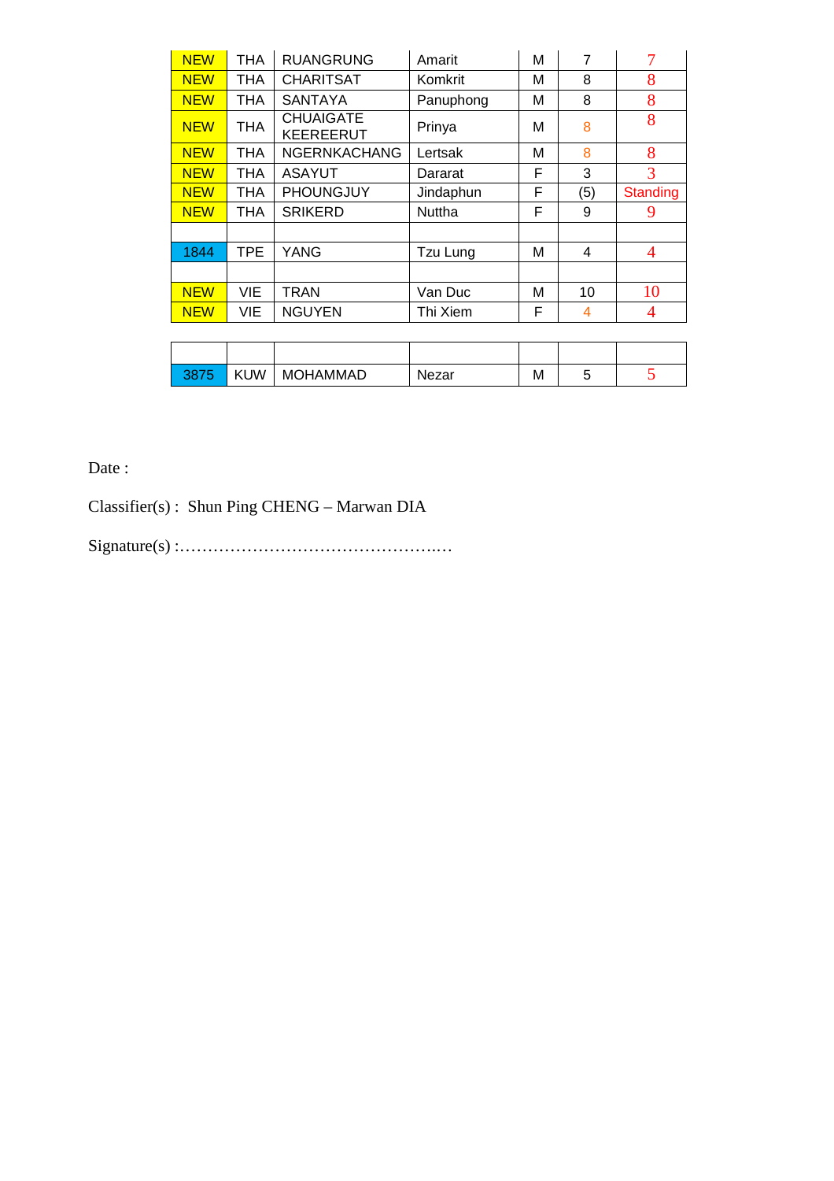| | | | | | | |
|---|---|---|---|---|---|---|
| NEW | THA | RUANGRUNG | Amarit | M | 7 | 7 |
| NEW | THA | CHARITSAT | Komkrit | M | 8 | 8 |
| NEW | THA | SANTAYA | Panuphong | M | 8 | 8 |
| NEW | THA | CHUAIGATE KEEREERUT | Prinya | M | 8 | 8 |
| NEW | THA | NGERNKACHANG | Lertsak | M | 8 | 8 |
| NEW | THA | ASAYUT | Dararat | F | 3 | 3 |
| NEW | THA | PHOUNGJUY | Jindaphun | F | (5) | Standing |
| NEW | THA | SRIKERD | Nuttha | F | 9 | 9 |
| | | | | | | |
| 1844 | TPE | YANG | Tzu Lung | M | 4 | 4 |
| | | | | | | |
| NEW | VIE | TRAN | Van Duc | M | 10 | 10 |
| NEW | VIE | NGUYEN | Thi Xiem | F | 4 | 4 |
| | | | | | | |
| 3875 | KUW | MOHAMMAD | Nezar | M | 5 | 5 |

Date :

Classifier(s) : Shun Ping CHENG – Marwan DIA

Signature(s) :…………………………………………..…